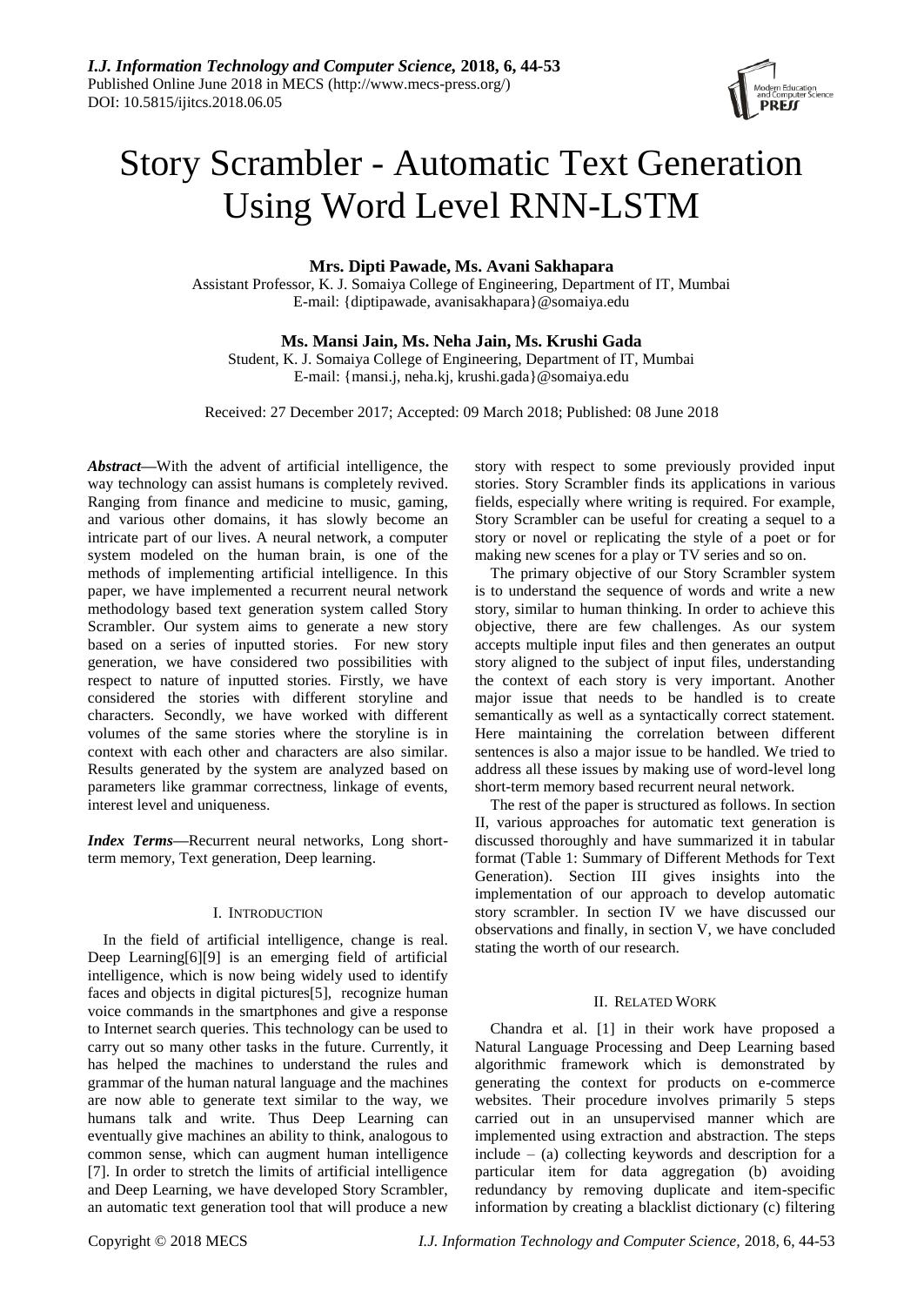# Story Scrambler - Automatic Text Generation Using Word Level RNN-LSTM

**Mrs. Dipti Pawade, Ms. Avani Sakhapara**

Assistant Professor, K. J. Somaiya College of Engineering, Department of IT, Mumbai
E-mail: {diptipawade, avanisakhapara}@somaiya.edu

**Ms. Mansi Jain, Ms. Neha Jain, Ms. Krushi Gada**

Student, K. J. Somaiya College of Engineering, Department of IT, Mumbai
E-mail: {mansi.j, neha.kj, krushi.gada}@somaiya.edu

Received: 27 December 2017; Accepted: 09 March 2018; Published: 08 June 2018

***Abstract*—**With the advent of artificial intelligence, the way technology can assist humans is completely revived. Ranging from finance and medicine to music, gaming, and various other domains, it has slowly become an intricate part of our lives. A neural network, a computer system modeled on the human brain, is one of the methods of implementing artificial intelligence. In this paper, we have implemented a recurrent neural network methodology based text generation system called Story Scrambler. Our system aims to generate a new story based on a series of inputted stories. For new story generation, we have considered two possibilities with respect to nature of inputted stories. Firstly, we have considered the stories with different storyline and characters. Secondly, we have worked with different volumes of the same stories where the storyline is in context with each other and characters are also similar. Results generated by the system are analyzed based on parameters like grammar correctness, linkage of events, interest level and uniqueness.

***Index Terms*—**Recurrent neural networks, Long short-term memory, Text generation, Deep learning.

## I. Introduction

In the field of artificial intelligence, change is real. Deep Learning[6][9] is an emerging field of artificial intelligence, which is now being widely used to identify faces and objects in digital pictures[5], recognize human voice commands in the smartphones and give a response to Internet search queries. This technology can be used to carry out so many other tasks in the future. Currently, it has helped the machines to understand the rules and grammar of the human natural language and the machines are now able to generate text similar to the way, we humans talk and write. Thus Deep Learning can eventually give machines an ability to think, analogous to common sense, which can augment human intelligence [7]. In order to stretch the limits of artificial intelligence and Deep Learning, we have developed Story Scrambler, an automatic text generation tool that will produce a new story with respect to some previously provided input stories. Story Scrambler finds its applications in various fields, especially where writing is required. For example, Story Scrambler can be useful for creating a sequel to a story or novel or replicating the style of a poet or for making new scenes for a play or TV series and so on.

The primary objective of our Story Scrambler system is to understand the sequence of words and write a new story, similar to human thinking. In order to achieve this objective, there are few challenges. As our system accepts multiple input files and then generates an output story aligned to the subject of input files, understanding the context of each story is very important. Another major issue that needs to be handled is to create semantically as well as a syntactically correct statement. Here maintaining the correlation between different sentences is also a major issue to be handled. We tried to address all these issues by making use of word-level long short-term memory based recurrent neural network.

The rest of the paper is structured as follows. In section II, various approaches for automatic text generation is discussed thoroughly and have summarized it in tabular format (Table 1: Summary of Different Methods for Text Generation). Section III gives insights into the implementation of our approach to develop automatic story scrambler. In section IV we have discussed our observations and finally, in section V, we have concluded stating the worth of our research.

## II. Related Work

Chandra et al. [1] in their work have proposed a Natural Language Processing and Deep Learning based algorithmic framework which is demonstrated by generating the context for products on e-commerce websites. Their procedure involves primarily 5 steps carried out in an unsupervised manner which are implemented using extraction and abstraction. The steps include – (a) collecting keywords and description for a particular item for data aggregation (b) avoiding redundancy by removing duplicate and item-specific information by creating a blacklist dictionary (c) filtering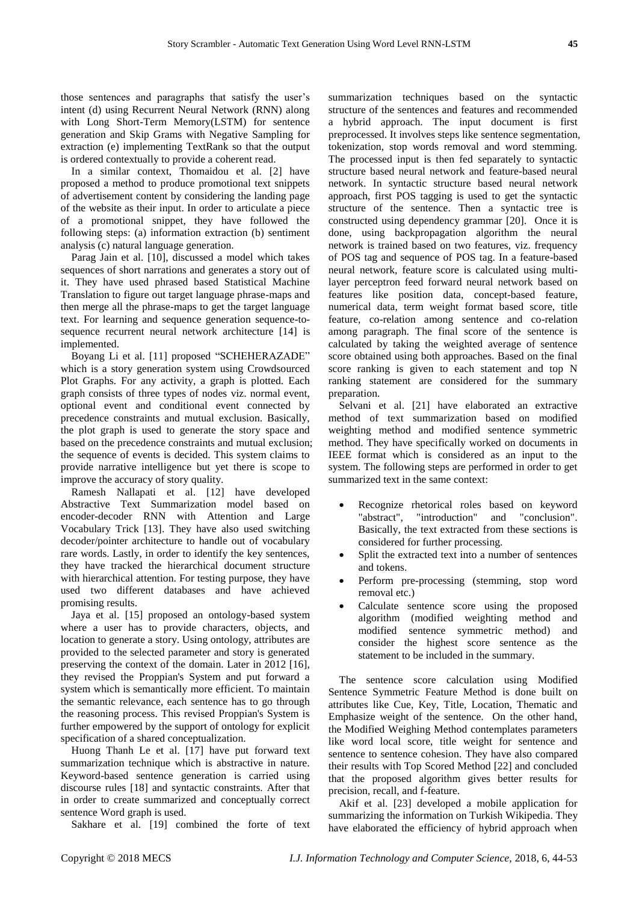those sentences and paragraphs that satisfy the user's intent (d) using Recurrent Neural Network (RNN) along with Long Short-Term Memory(LSTM) for sentence generation and Skip Grams with Negative Sampling for extraction (e) implementing TextRank so that the output is ordered contextually to provide a coherent read.

In a similar context, Thomaidou et al. [2] have proposed a method to produce promotional text snippets of advertisement content by considering the landing page of the website as their input. In order to articulate a piece of a promotional snippet, they have followed the following steps: (a) information extraction (b) sentiment analysis (c) natural language generation.

Parag Jain et al. [10], discussed a model which takes sequences of short narrations and generates a story out of it. They have used phrased based Statistical Machine Translation to figure out target language phrase-maps and then merge all the phrase-maps to get the target language text. For learning and sequence generation sequence-to-sequence recurrent neural network architecture [14] is implemented.

Boyang Li et al. [11] proposed "SCHEHERAZADE" which is a story generation system using Crowdsourced Plot Graphs. For any activity, a graph is plotted. Each graph consists of three types of nodes viz. normal event, optional event and conditional event connected by precedence constraints and mutual exclusion. Basically, the plot graph is used to generate the story space and based on the precedence constraints and mutual exclusion; the sequence of events is decided. This system claims to provide narrative intelligence but yet there is scope to improve the accuracy of story quality.

Ramesh Nallapati et al. [12] have developed Abstractive Text Summarization model based on encoder-decoder RNN with Attention and Large Vocabulary Trick [13]. They have also used switching decoder/pointer architecture to handle out of vocabulary rare words. Lastly, in order to identify the key sentences, they have tracked the hierarchical document structure with hierarchical attention. For testing purpose, they have used two different databases and have achieved promising results.

Jaya et al. [15] proposed an ontology-based system where a user has to provide characters, objects, and location to generate a story. Using ontology, attributes are provided to the selected parameter and story is generated preserving the context of the domain. Later in 2012 [16], they revised the Proppian's System and put forward a system which is semantically more efficient. To maintain the semantic relevance, each sentence has to go through the reasoning process. This revised Proppian's System is further empowered by the support of ontology for explicit specification of a shared conceptualization.

Huong Thanh Le et al. [17] have put forward text summarization technique which is abstractive in nature. Keyword-based sentence generation is carried using discourse rules [18] and syntactic constraints. After that in order to create summarized and conceptually correct sentence Word graph is used.

Sakhare et al. [19] combined the forte of text summarization techniques based on the syntactic structure of the sentences and features and recommended a hybrid approach. The input document is first preprocessed. It involves steps like sentence segmentation, tokenization, stop words removal and word stemming. The processed input is then fed separately to syntactic structure based neural network and feature-based neural network. In syntactic structure based neural network approach, first POS tagging is used to get the syntactic structure of the sentence. Then a syntactic tree is constructed using dependency grammar [20]. Once it is done, using backpropagation algorithm the neural network is trained based on two features, viz. frequency of POS tag and sequence of POS tag. In a feature-based neural network, feature score is calculated using multi-layer perceptron feed forward neural network based on features like position data, concept-based feature, numerical data, term weight format based score, title feature, co-relation among sentence and co-relation among paragraph. The final score of the sentence is calculated by taking the weighted average of sentence score obtained using both approaches. Based on the final score ranking is given to each statement and top N ranking statement are considered for the summary preparation.

Selvani et al. [21] have elaborated an extractive method of text summarization based on modified weighting method and modified sentence symmetric method. They have specifically worked on documents in IEEE format which is considered as an input to the system. The following steps are performed in order to get summarized text in the same context:

- Recognize rhetorical roles based on keyword "abstract", "introduction" and "conclusion". Basically, the text extracted from these sections is considered for further processing.
- Split the extracted text into a number of sentences and tokens.
- Perform pre-processing (stemming, stop word removal etc.)
- Calculate sentence score using the proposed algorithm (modified weighting method and modified sentence symmetric method) and consider the highest score sentence as the statement to be included in the summary.

The sentence score calculation using Modified Sentence Symmetric Feature Method is done built on attributes like Cue, Key, Title, Location, Thematic and Emphasize weight of the sentence. On the other hand, the Modified Weighing Method contemplates parameters like word local score, title weight for sentence and sentence to sentence cohesion. They have also compared their results with Top Scored Method [22] and concluded that the proposed algorithm gives better results for precision, recall, and f-feature.

Akif et al. [23] developed a mobile application for summarizing the information on Turkish Wikipedia. They have elaborated the efficiency of hybrid approach when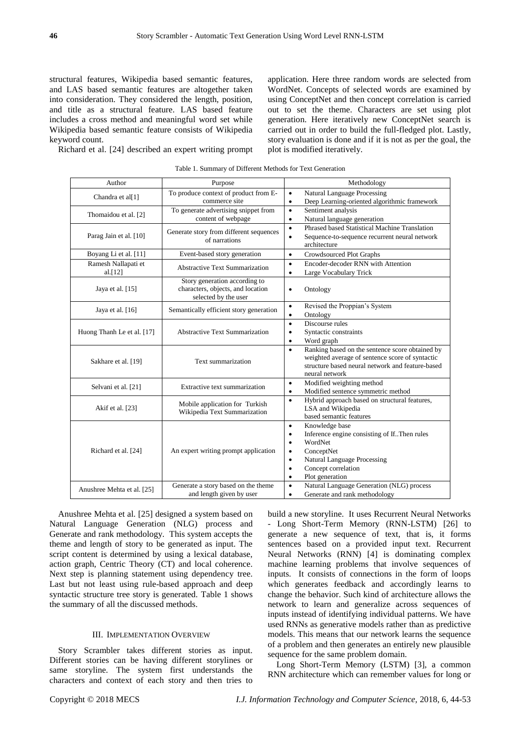structural features, Wikipedia based semantic features, and LAS based semantic features are altogether taken into consideration. They considered the length, position, and title as a structural feature. LAS based feature includes a cross method and meaningful word set while Wikipedia based semantic feature consists of Wikipedia keyword count.

Richard et al. [24] described an expert writing prompt application. Here three random words are selected from WordNet. Concepts of selected words are examined by using ConceptNet and then concept correlation is carried out to set the theme. Characters are set using plot generation. Here iteratively new ConceptNet search is carried out in order to build the full-fledged plot. Lastly, story evaluation is done and if it is not as per the goal, the plot is modified iteratively.

Table 1. Summary of Different Methods for Text Generation

| Author | Purpose | Methodology |
|---|---|---|
| Chandra et al[1] | To produce context of product from E-commerce site | • Natural Language Processing<br>• Deep Learning-oriented algorithmic framework |
| Thomaidou et al. [2] | To generate advertising snippet from content of webpage | • Sentiment analysis<br>• Natural language generation |
| Parag Jain et al. [10] | Generate story from different sequences of narrations | • Phrased based Statistical Machine Translation<br>• Sequence-to-sequence recurrent neural network architecture |
| Boyang Li et al. [11] | Event-based story generation | • Crowdsourced Plot Graphs |
| Ramesh Nallapati et al.[12] | Abstractive Text Summarization | • Encoder-decoder RNN with Attention<br>• Large Vocabulary Trick |
| Jaya et al. [15] | Story generation according to characters, objects, and location selected by the user | • Ontology |
| Jaya et al. [16] | Semantically efficient story generation | • Revised the Proppian's System<br>• Ontology |
| Huong Thanh Le et al. [17] | Abstractive Text Summarization | • Discourse rules<br>• Syntactic constraints<br>• Word graph |
| Sakhare et al. [19] | Text summarization | • Ranking based on the sentence score obtained by weighted average of sentence score of syntactic structure based neural network and feature-based neural network |
| Selvani et al. [21] | Extractive text summarization | • Modified weighting method<br>• Modified sentence symmetric method |
| Akif et al. [23] | Mobile application for Turkish Wikipedia Text Summarization | • Hybrid approach based on structural features, LSA and Wikipedia based semantic features |
| Richard et al. [24] | An expert writing prompt application | • Knowledge base<br>• Inference engine consisting of If..Then rules<br>• WordNet<br>• ConceptNet<br>• Natural Language Processing<br>• Concept correlation<br>• Plot generation |
| Anushree Mehta et al. [25] | Generate a story based on the theme and length given by user | • Natural Language Generation (NLG) process<br>• Generate and rank methodology |

Anushree Mehta et al. [25] designed a system based on Natural Language Generation (NLG) process and Generate and rank methodology. This system accepts the theme and length of story to be generated as input. The script content is determined by using a lexical database, action graph, Centric Theory (CT) and local coherence. Next step is planning statement using dependency tree. Last but not least using rule-based approach and deep syntactic structure tree story is generated. Table 1 shows the summary of all the discussed methods.

## III. Implementation Overview

Story Scrambler takes different stories as input. Different stories can be having different storylines or same storyline. The system first understands the characters and context of each story and then tries to build a new storyline. It uses Recurrent Neural Networks - Long Short-Term Memory (RNN-LSTM) [26] to generate a new sequence of text, that is, it forms sentences based on a provided input text. Recurrent Neural Networks (RNN) [4] is dominating complex machine learning problems that involve sequences of inputs. It consists of connections in the form of loops which generates feedback and accordingly learns to change the behavior. Such kind of architecture allows the network to learn and generalize across sequences of inputs instead of identifying individual patterns. We have used RNNs as generative models rather than as predictive models. This means that our network learns the sequence of a problem and then generates an entirely new plausible sequence for the same problem domain.

Long Short-Term Memory (LSTM) [3], a common RNN architecture which can remember values for long or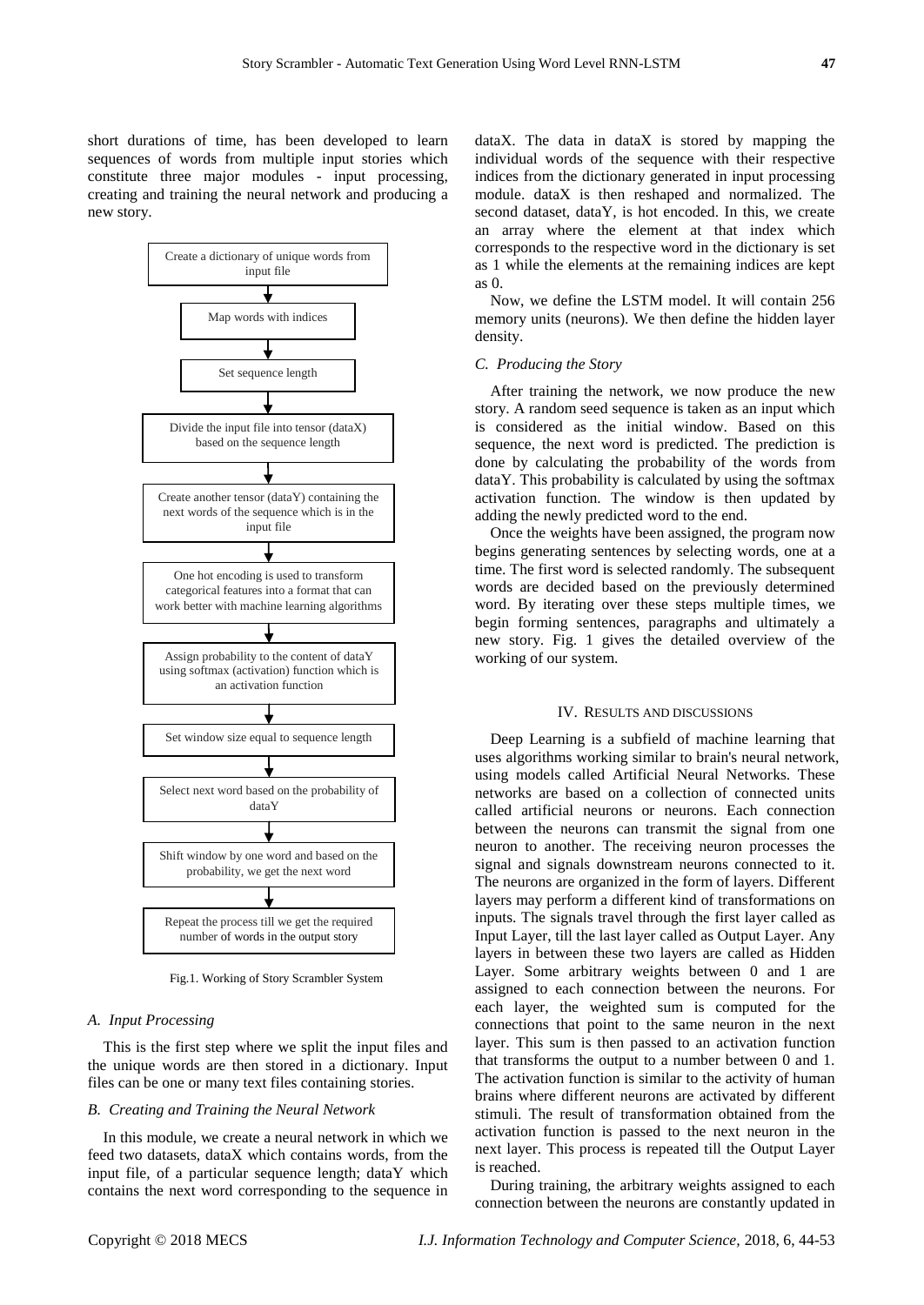short durations of time, has been developed to learn sequences of words from multiple input stories which constitute three major modules - input processing, creating and training the neural network and producing a new story.

Create a dictionary of unique words from input file

↓

Map words with indices

↓

Set sequence length

↓

Divide the input file into tensor (dataX) based on the sequence length

↓

Create another tensor (dataY) containing the next words of the sequence which is in the input file

↓

One hot encoding is used to transform categorical features into a format that can work better with machine learning algorithms

↓

Assign probability to the content of dataY using softmax (activation) function which is an activation function

↓

Set window size equal to sequence length

↓

Select next word based on the probability of dataY

↓

Shift window by one word and based on the probability, we get the next word

↓

Repeat the process till we get the required number of words in the output story

Fig.1. Working of Story Scrambler System

### *A. Input Processing*

This is the first step where we split the input files and the unique words are then stored in a dictionary. Input files can be one or many text files containing stories.

### *B. Creating and Training the Neural Network*

In this module, we create a neural network in which we feed two datasets, dataX which contains words, from the input file, of a particular sequence length; dataY which contains the next word corresponding to the sequence in dataX. The data in dataX is stored by mapping the individual words of the sequence with their respective indices from the dictionary generated in input processing module. dataX is then reshaped and normalized. The second dataset, dataY, is hot encoded. In this, we create an array where the element at that index which corresponds to the respective word in the dictionary is set as 1 while the elements at the remaining indices are kept as 0.

Now, we define the LSTM model. It will contain 256 memory units (neurons). We then define the hidden layer density.

### *C. Producing the Story*

After training the network, we now produce the new story. A random seed sequence is taken as an input which is considered as the initial window. Based on this sequence, the next word is predicted. The prediction is done by calculating the probability of the words from dataY. This probability is calculated by using the softmax activation function. The window is then updated by adding the newly predicted word to the end.

Once the weights have been assigned, the program now begins generating sentences by selecting words, one at a time. The first word is selected randomly. The subsequent words are decided based on the previously determined word. By iterating over these steps multiple times, we begin forming sentences, paragraphs and ultimately a new story. Fig. 1 gives the detailed overview of the working of our system.

## IV. Results and Discussions

Deep Learning is a subfield of machine learning that uses algorithms working similar to brain's neural network, using models called Artificial Neural Networks. These networks are based on a collection of connected units called artificial neurons or neurons. Each connection between the neurons can transmit the signal from one neuron to another. The receiving neuron processes the signal and signals downstream neurons connected to it. The neurons are organized in the form of layers. Different layers may perform a different kind of transformations on inputs. The signals travel through the first layer called as Input Layer, till the last layer called as Output Layer. Any layers in between these two layers are called as Hidden Layer. Some arbitrary weights between 0 and 1 are assigned to each connection between the neurons. For each layer, the weighted sum is computed for the connections that point to the same neuron in the next layer. This sum is then passed to an activation function that transforms the output to a number between 0 and 1. The activation function is similar to the activity of human brains where different neurons are activated by different stimuli. The result of transformation obtained from the activation function is passed to the next neuron in the next layer. This process is repeated till the Output Layer is reached.

During training, the arbitrary weights assigned to each connection between the neurons are constantly updated in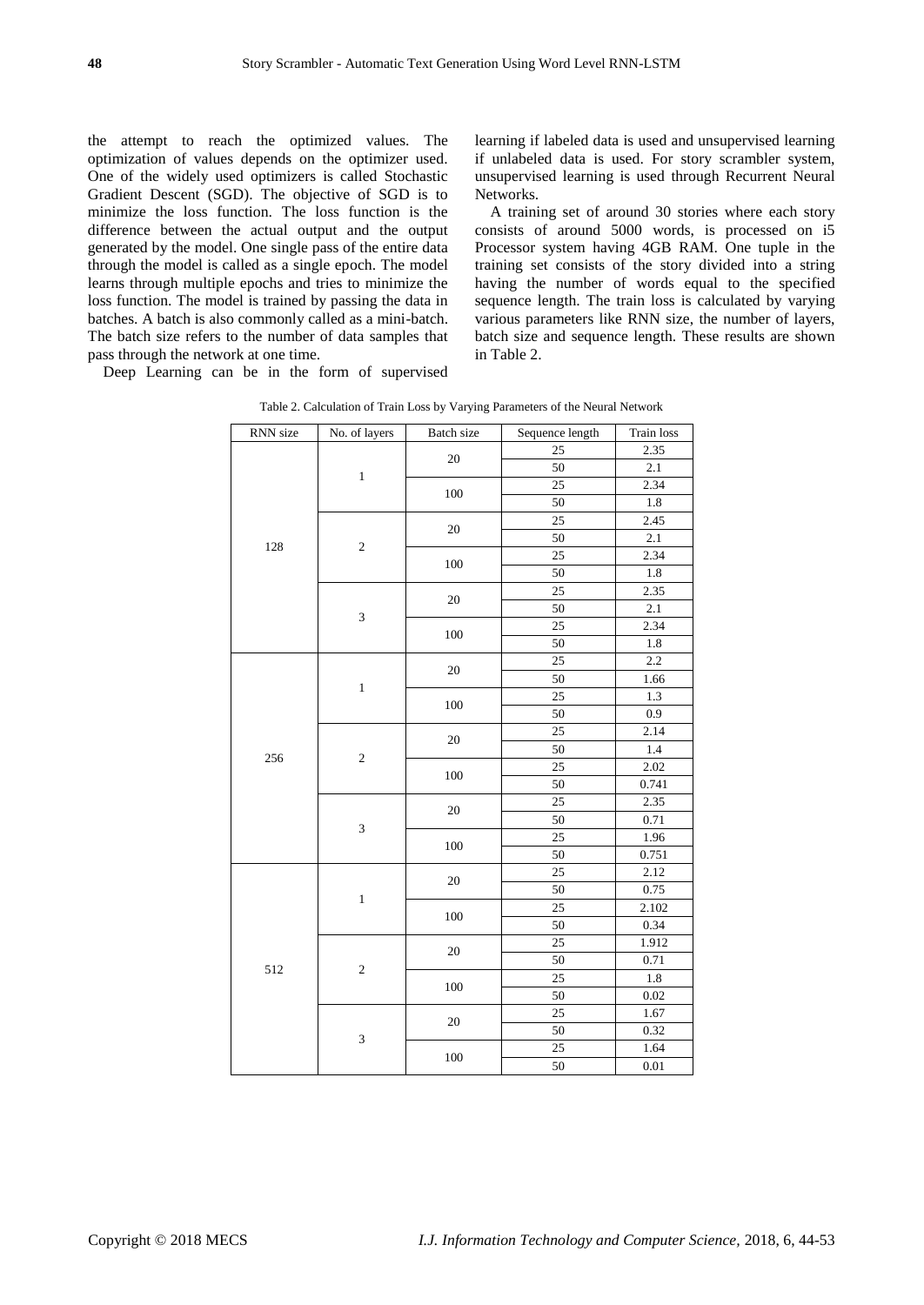the attempt to reach the optimized values. The optimization of values depends on the optimizer used. One of the widely used optimizers is called Stochastic Gradient Descent (SGD). The objective of SGD is to minimize the loss function. The loss function is the difference between the actual output and the output generated by the model. One single pass of the entire data through the model is called as a single epoch. The model learns through multiple epochs and tries to minimize the loss function. The model is trained by passing the data in batches. A batch is also commonly called as a mini-batch. The batch size refers to the number of data samples that pass through the network at one time.

Deep Learning can be in the form of supervised learning if labeled data is used and unsupervised learning if unlabeled data is used. For story scrambler system, unsupervised learning is used through Recurrent Neural Networks.

A training set of around 30 stories where each story consists of around 5000 words, is processed on i5 Processor system having 4GB RAM. One tuple in the training set consists of the story divided into a string having the number of words equal to the specified sequence length. The train loss is calculated by varying various parameters like RNN size, the number of layers, batch size and sequence length. These results are shown in Table 2.

Table 2. Calculation of Train Loss by Varying Parameters of the Neural Network

| RNN size | No. of layers | Batch size | Sequence length | Train loss |
|---|---|---|---|---|
| 128 | 1 | 20 | 25 | 2.35 |
| | | | 50 | 2.1 |
| | | 100 | 25 | 2.34 |
| | | | 50 | 1.8 |
| | 2 | 20 | 25 | 2.45 |
| | | | 50 | 2.1 |
| | | 100 | 25 | 2.34 |
| | | | 50 | 1.8 |
| | 3 | 20 | 25 | 2.35 |
| | | | 50 | 2.1 |
| | | 100 | 25 | 2.34 |
| | | | 50 | 1.8 |
| 256 | 1 | 20 | 25 | 2.2 |
| | | | 50 | 1.66 |
| | | 100 | 25 | 1.3 |
| | | | 50 | 0.9 |
| | 2 | 20 | 25 | 2.14 |
| | | | 50 | 1.4 |
| | | 100 | 25 | 2.02 |
| | | | 50 | 0.741 |
| | 3 | 20 | 25 | 2.35 |
| | | | 50 | 0.71 |
| | | 100 | 25 | 1.96 |
| | | | 50 | 0.751 |
| 512 | 1 | 20 | 25 | 2.12 |
| | | | 50 | 0.75 |
| | | 100 | 25 | 2.102 |
| | | | 50 | 0.34 |
| | 2 | 20 | 25 | 1.912 |
| | | | 50 | 0.71 |
| | | 100 | 25 | 1.8 |
| | | | 50 | 0.02 |
| | 3 | 20 | 25 | 1.67 |
| | | | 50 | 0.32 |
| | | 100 | 25 | 1.64 |
| | | | 50 | 0.01 |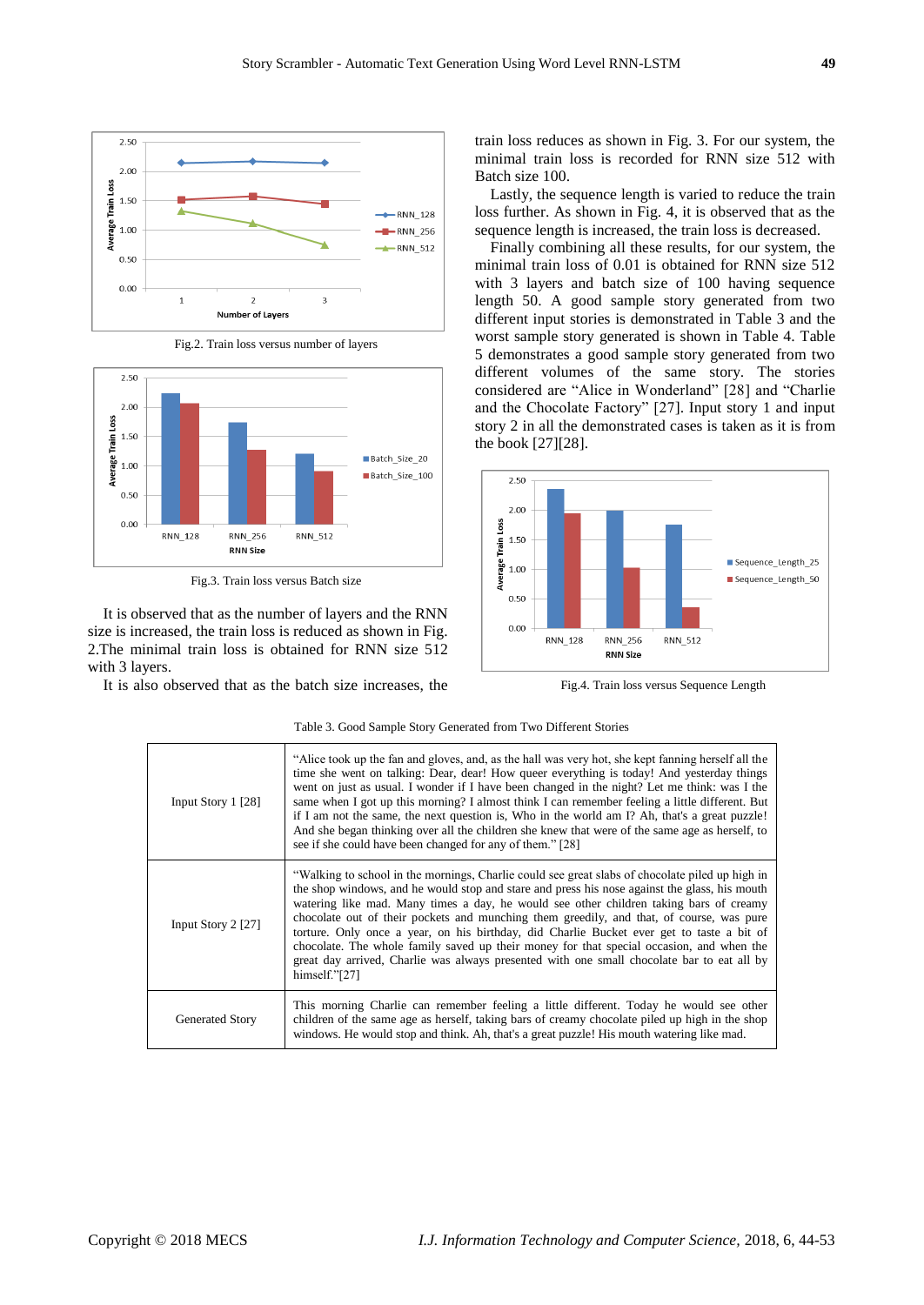Fig.2. Train loss versus number of layers

Fig.3. Train loss versus Batch size

It is observed that as the number of layers and the RNN size is increased, the train loss is reduced as shown in Fig. 2.The minimal train loss is obtained for RNN size 512 with 3 layers.

It is also observed that as the batch size increases, the train loss reduces as shown in Fig. 3. For our system, the minimal train loss is recorded for RNN size 512 with Batch size 100.

Lastly, the sequence length is varied to reduce the train loss further. As shown in Fig. 4, it is observed that as the sequence length is increased, the train loss is decreased.

Finally combining all these results, for our system, the minimal train loss of 0.01 is obtained for RNN size 512 with 3 layers and batch size of 100 having sequence length 50. A good sample story generated from two different input stories is demonstrated in Table 3 and the worst sample story generated is shown in Table 4. Table 5 demonstrates a good sample story generated from two different volumes of the same story. The stories considered are "Alice in Wonderland" [28] and "Charlie and the Chocolate Factory" [27]. Input story 1 and input story 2 in all the demonstrated cases is taken as it is from the book [27][28].

Fig.4. Train loss versus Sequence Length

Table 3. Good Sample Story Generated from Two Different Stories

| | |
|---|---|
| Input Story 1 [28] | "Alice took up the fan and gloves, and, as the hall was very hot, she kept fanning herself all the time she went on talking: Dear, dear! How queer everything is today! And yesterday things went on just as usual. I wonder if I have been changed in the night? Let me think: was I the same when I got up this morning? I almost think I can remember feeling a little different. But if I am not the same, the next question is, Who in the world am I? Ah, that's a great puzzle! And she began thinking over all the children she knew that were of the same age as herself, to see if she could have been changed for any of them." [28] |
| Input Story 2 [27] | "Walking to school in the mornings, Charlie could see great slabs of chocolate piled up high in the shop windows, and he would stop and stare and press his nose against the glass, his mouth watering like mad. Many times a day, he would see other children taking bars of creamy chocolate out of their pockets and munching them greedily, and that, of course, was pure torture. Only once a year, on his birthday, did Charlie Bucket ever get to taste a bit of chocolate. The whole family saved up their money for that special occasion, and when the great day arrived, Charlie was always presented with one small chocolate bar to eat all by himself."[27] |
| Generated Story | This morning Charlie can remember feeling a little different. Today he would see other children of the same age as herself, taking bars of creamy chocolate piled up high in the shop windows. He would stop and think. Ah, that's a great puzzle! His mouth watering like mad. |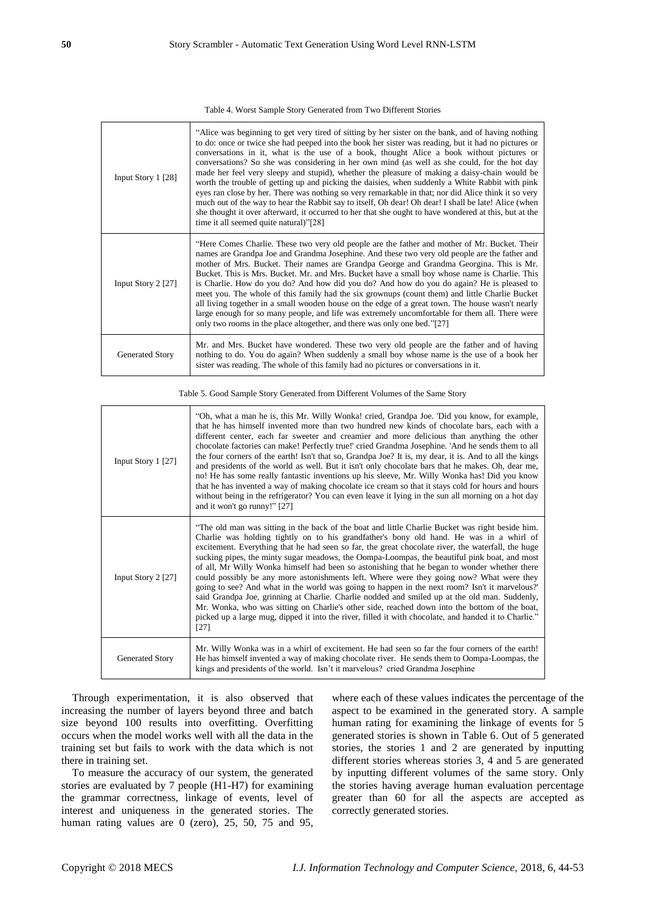Table 4. Worst Sample Story Generated from Two Different Stories

| | |
|---|---|
| Input Story 1 [28] | "Alice was beginning to get very tired of sitting by her sister on the bank, and of having nothing to do: once or twice she had peeped into the book her sister was reading, but it had no pictures or conversations in it, what is the use of a book, thought Alice a book without pictures or conversations? So she was considering in her own mind (as well as she could, for the hot day made her feel very sleepy and stupid), whether the pleasure of making a daisy-chain would be worth the trouble of getting up and picking the daisies, when suddenly a White Rabbit with pink eyes ran close by her. There was nothing so very remarkable in that; nor did Alice think it so very much out of the way to hear the Rabbit say to itself, Oh dear! Oh dear! I shall be late! Alice (when she thought it over afterward, it occurred to her that she ought to have wondered at this, but at the time it all seemed quite natural)"[28] |
| Input Story 2 [27] | "Here Comes Charlie. These two very old people are the father and mother of Mr. Bucket. Their names are Grandpa Joe and Grandma Josephine. And these two very old people are the father and mother of Mrs. Bucket. Their names are Grandpa George and Grandma Georgina. This is Mr. Bucket. This is Mrs. Bucket. Mr. and Mrs. Bucket have a small boy whose name is Charlie. This is Charlie. How do you do? And how did you do? And how do you do again? He is pleased to meet you. The whole of this family had the six grownups (count them) and little Charlie Bucket all living together in a small wooden house on the edge of a great town. The house wasn't nearly large enough for so many people, and life was extremely uncomfortable for them all. There were only two rooms in the place altogether, and there was only one bed."[27] |
| Generated Story | Mr. and Mrs. Bucket have wondered. These two very old people are the father and of having nothing to do. You do again? When suddenly a small boy whose name is the use of a book her sister was reading. The whole of this family had no pictures or conversations in it. |

Table 5. Good Sample Story Generated from Different Volumes of the Same Story

| | |
|---|---|
| Input Story 1 [27] | "Oh, what a man he is, this Mr. Willy Wonka! cried, Grandpa Joe. 'Did you know, for example, that he has himself invented more than two hundred new kinds of chocolate bars, each with a different center, each far sweeter and creamier and more delicious than anything the other chocolate factories can make! Perfectly true!' cried Grandma Josephine. 'And he sends them to all the four corners of the earth! Isn't that so, Grandpa Joe? It is, my dear, it is. And to all the kings and presidents of the world as well. But it isn't only chocolate bars that he makes. Oh, dear me, no! He has some really fantastic inventions up his sleeve, Mr. Willy Wonka has! Did you know that he has invented a way of making chocolate ice cream so that it stays cold for hours and hours without being in the refrigerator? You can even leave it lying in the sun all morning on a hot day and it won't go runny!" [27] |
| Input Story 2 [27] | "The old man was sitting in the back of the boat and little Charlie Bucket was right beside him. Charlie was holding tightly on to his grandfather's bony old hand. He was in a whirl of excitement. Everything that he had seen so far, the great chocolate river, the waterfall, the huge sucking pipes, the minty sugar meadows, the Oompa-Loompas, the beautiful pink boat, and most of all, Mr Willy Wonka himself had been so astonishing that he began to wonder whether there could possibly be any more astonishments left. Where were they going now? What were they going to see? And what in the world was going to happen in the next room? Isn't it marvelous?' said Grandpa Joe, grinning at Charlie. Charlie nodded and smiled up at the old man. Suddenly, Mr. Wonka, who was sitting on Charlie's other side, reached down into the bottom of the boat, picked up a large mug, dipped it into the river, filled it with chocolate, and handed it to Charlie." [27] |
| Generated Story | Mr. Willy Wonka was in a whirl of excitement. He had seen so far the four corners of the earth! He has himself invented a way of making chocolate river. He sends them to Oompa-Loompas, the kings and presidents of the world. Isn't it marvelous? cried Grandma Josephine |

Through experimentation, it is also observed that increasing the number of layers beyond three and batch size beyond 100 results into overfitting. Overfitting occurs when the model works well with all the data in the training set but fails to work with the data which is not there in training set.

To measure the accuracy of our system, the generated stories are evaluated by 7 people (H1-H7) for examining the grammar correctness, linkage of events, level of interest and uniqueness in the generated stories. The human rating values are 0 (zero), 25, 50, 75 and 95, where each of these values indicates the percentage of the aspect to be examined in the generated story. A sample human rating for examining the linkage of events for 5 generated stories is shown in Table 6. Out of 5 generated stories, the stories 1 and 2 are generated by inputting different stories whereas stories 3, 4 and 5 are generated by inputting different volumes of the same story. Only the stories having average human evaluation percentage greater than 60 for all the aspects are accepted as correctly generated stories.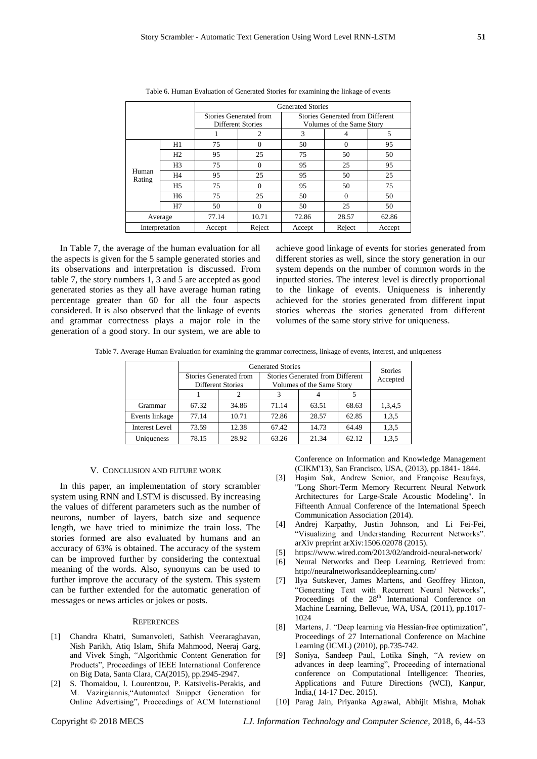Table 6. Human Evaluation of Generated Stories for examining the linkage of events

| | | Generated Stories | | | | |
|---|---|---|---|---|---|---|
| | | Stories Generated from Different Stories | | Stories Generated from Different Volumes of the Same Story | | |
| | | 1 | 2 | 3 | 4 | 5 |
| Human Rating | H1 | 75 | 0 | 50 | 0 | 95 |
| | H2 | 95 | 25 | 75 | 50 | 50 |
| | H3 | 75 | 0 | 95 | 25 | 95 |
| | H4 | 95 | 25 | 95 | 50 | 25 |
| | H5 | 75 | 0 | 95 | 50 | 75 |
| | H6 | 75 | 25 | 50 | 0 | 50 |
| | H7 | 50 | 0 | 50 | 25 | 50 |
| Average | | 77.14 | 10.71 | 72.86 | 28.57 | 62.86 |
| Interpretation | | Accept | Reject | Accept | Reject | Accept |

In Table 7, the average of the human evaluation for all the aspects is given for the 5 sample generated stories and its observations and interpretation is discussed. From table 7, the story numbers 1, 3 and 5 are accepted as good generated stories as they all have average human rating percentage greater than 60 for all the four aspects considered. It is also observed that the linkage of events and grammar correctness plays a major role in the generation of a good story. In our system, we are able to achieve good linkage of events for stories generated from different stories as well, since the story generation in our system depends on the number of common words in the inputted stories. The interest level is directly proportional to the linkage of events. Uniqueness is inherently achieved for the stories generated from different input stories whereas the stories generated from different volumes of the same story strive for uniqueness.

Table 7. Average Human Evaluation for examining the grammar correctness, linkage of events, interest, and uniqueness

| | Generated Stories | | | | | Stories Accepted |
|---|---|---|---|---|---|---|
| | Stories Generated from Different Stories | | Stories Generated from Different Volumes of the Same Story | | | |
| | 1 | 2 | 3 | 4 | 5 | |
| Grammar | 67.32 | 34.86 | 71.14 | 63.51 | 68.63 | 1,3,4,5 |
| Events linkage | 77.14 | 10.71 | 72.86 | 28.57 | 62.85 | 1,3,5 |
| Interest Level | 73.59 | 12.38 | 67.42 | 14.73 | 64.49 | 1,3,5 |
| Uniqueness | 78.15 | 28.92 | 63.26 | 21.34 | 62.12 | 1,3,5 |

## V. Conclusion and Future Work

In this paper, an implementation of story scrambler system using RNN and LSTM is discussed. By increasing the values of different parameters such as the number of neurons, number of layers, batch size and sequence length, we have tried to minimize the train loss. The stories formed are also evaluated by humans and an accuracy of 63% is obtained. The accuracy of the system can be improved further by considering the contextual meaning of the words. Also, synonyms can be used to further improve the accuracy of the system. This system can be further extended for the automatic generation of messages or news articles or jokes or posts.

## References

[1] Chandra Khatri, Sumanvoleti, Sathish Veeraraghavan, Nish Parikh, Atiq Islam, Shifa Mahmood, Neeraj Garg, and Vivek Singh, "Algorithmic Content Generation for Products", Proceedings of IEEE International Conference on Big Data, Santa Clara, CA(2015), pp.2945-2947.

[2] S. Thomaidou, I. Lourentzou, P. Katsivelis-Perakis, and M. Vazirgiannis,"Automated Snippet Generation for Online Advertising", Proceedings of ACM International Conference on Information and Knowledge Management (CIKM'13), San Francisco, USA, (2013), pp.1841- 1844.

[3] Haşim Sak, Andrew Senior, and Françoise Beaufays, "Long Short-Term Memory Recurrent Neural Network Architectures for Large-Scale Acoustic Modeling". In Fifteenth Annual Conference of the International Speech Communication Association (2014).

[4] Andrej Karpathy, Justin Johnson, and Li Fei-Fei, "Visualizing and Understanding Recurrent Networks". arXiv preprint arXiv:1506.02078 (2015).

[5] https://www.wired.com/2013/02/android-neural-network/

[6] Neural Networks and Deep Learning. Retrieved from: http://neuralnetworksanddeeplearning.com/

[7] Ilya Sutskever, James Martens, and Geoffrey Hinton, "Generating Text with Recurrent Neural Networks", Proceedings of the 28th International Conference on Machine Learning, Bellevue, WA, USA, (2011), pp.1017-1024

[8] Martens, J. "Deep learning via Hessian-free optimization", Proceedings of 27 International Conference on Machine Learning (ICML) (2010), pp.735-742.

[9] Soniya, Sandeep Paul, Lotika Singh, "A review on advances in deep learning", Proceeding of international conference on Computational Intelligence: Theories, Applications and Future Directions (WCI), Kanpur, India,( 14-17 Dec. 2015).

[10] Parag Jain, Priyanka Agrawal, Abhijit Mishra, Mohak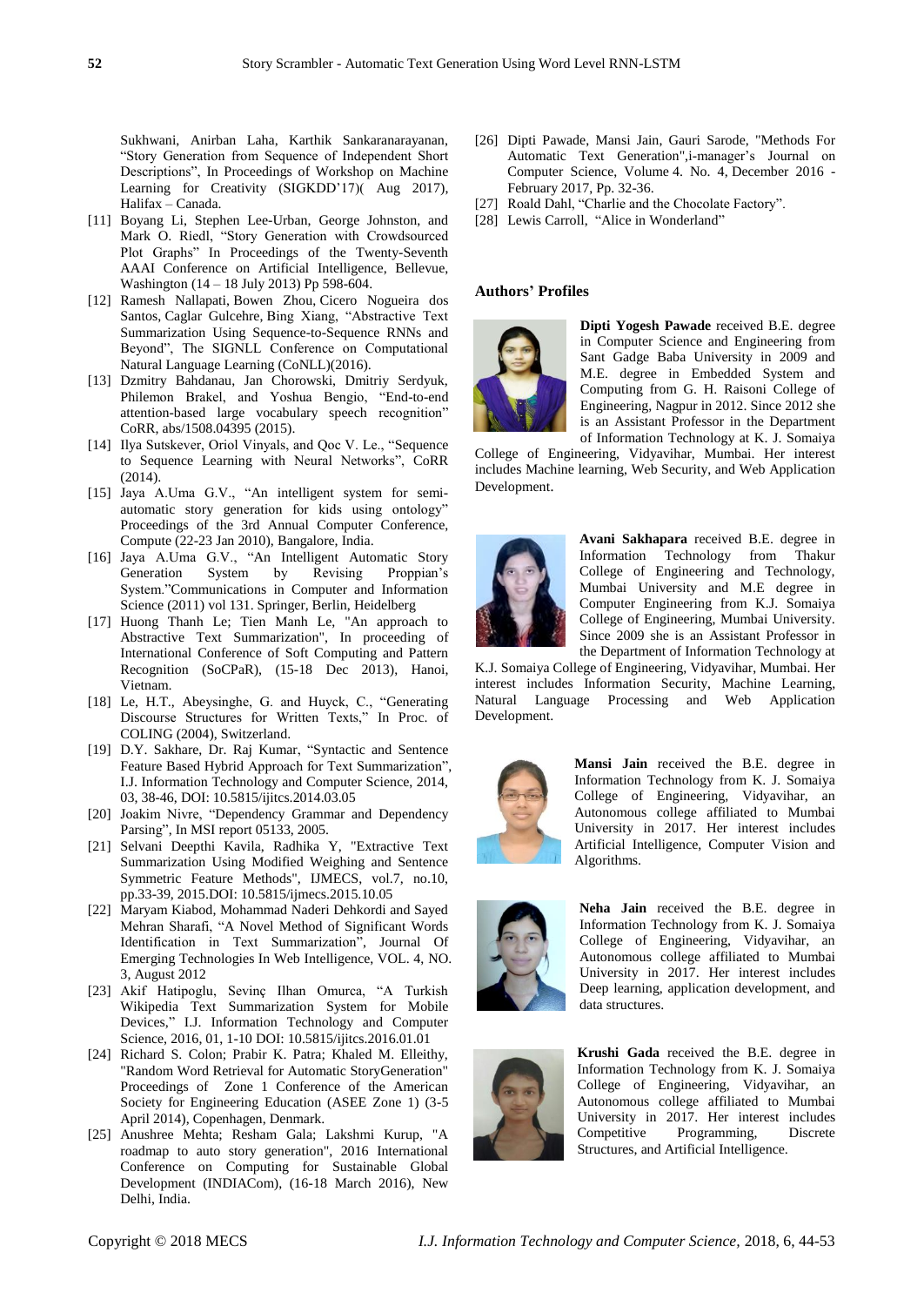Sukhwani, Anirban Laha, Karthik Sankaranarayanan, "Story Generation from Sequence of Independent Short Descriptions", In Proceedings of Workshop on Machine Learning for Creativity (SIGKDD'17)( Aug 2017), Halifax – Canada.

[11] Boyang Li, Stephen Lee-Urban, George Johnston, and Mark O. Riedl, "Story Generation with Crowdsourced Plot Graphs" In Proceedings of the Twenty-Seventh AAAI Conference on Artificial Intelligence, Bellevue, Washington (14 – 18 July 2013) Pp 598-604.

[12] Ramesh Nallapati, Bowen Zhou, Cicero Nogueira dos Santos, Caglar Gulcehre, Bing Xiang, "Abstractive Text Summarization Using Sequence-to-Sequence RNNs and Beyond", The SIGNLL Conference on Computational Natural Language Learning (CoNLL)(2016).

[13] Dzmitry Bahdanau, Jan Chorowski, Dmitriy Serdyuk, Philemon Brakel, and Yoshua Bengio, "End-to-end attention-based large vocabulary speech recognition" CoRR, abs/1508.04395 (2015).

[14] Ilya Sutskever, Oriol Vinyals, and Qoc V. Le., "Sequence to Sequence Learning with Neural Networks", CoRR (2014).

[15] Jaya A.Uma G.V., "An intelligent system for semi-automatic story generation for kids using ontology" Proceedings of the 3rd Annual Computer Conference, Compute (22-23 Jan 2010), Bangalore, India.

[16] Jaya A.Uma G.V., "An Intelligent Automatic Story Generation System by Revising Proppian's System."Communications in Computer and Information Science (2011) vol 131. Springer, Berlin, Heidelberg

[17] Huong Thanh Le; Tien Manh Le, "An approach to Abstractive Text Summarization", In proceeding of International Conference of Soft Computing and Pattern Recognition (SoCPaR), (15-18 Dec 2013), Hanoi, Vietnam.

[18] Le, H.T., Abeysinghe, G. and Huyck, C., "Generating Discourse Structures for Written Texts," In Proc. of COLING (2004), Switzerland.

[19] D.Y. Sakhare, Dr. Raj Kumar, "Syntactic and Sentence Feature Based Hybrid Approach for Text Summarization", I.J. Information Technology and Computer Science, 2014, 03, 38-46, DOI: 10.5815/ijitcs.2014.03.05

[20] Joakim Nivre, "Dependency Grammar and Dependency Parsing", In MSI report 05133, 2005.

[21] Selvani Deepthi Kavila, Radhika Y, "Extractive Text Summarization Using Modified Weighing and Sentence Symmetric Feature Methods", IJMECS, vol.7, no.10, pp.33-39, 2015.DOI: 10.5815/ijmecs.2015.10.05

[22] Maryam Kiabod, Mohammad Naderi Dehkordi and Sayed Mehran Sharafi, "A Novel Method of Significant Words Identification in Text Summarization", Journal Of Emerging Technologies In Web Intelligence, VOL. 4, NO. 3, August 2012

[23] Akif Hatipoglu, Sevinç Ilhan Omurca, "A Turkish Wikipedia Text Summarization System for Mobile Devices," I.J. Information Technology and Computer Science, 2016, 01, 1-10 DOI: 10.5815/ijitcs.2016.01.01

[24] Richard S. Colon; Prabir K. Patra; Khaled M. Elleithy, "Random Word Retrieval for Automatic StoryGeneration" Proceedings of Zone 1 Conference of the American Society for Engineering Education (ASEE Zone 1) (3-5 April 2014), Copenhagen, Denmark.

[25] Anushree Mehta; Resham Gala; Lakshmi Kurup, "A roadmap to auto story generation", 2016 International Conference on Computing for Sustainable Global Development (INDIACom), (16-18 March 2016), New Delhi, India.

[26] Dipti Pawade, Mansi Jain, Gauri Sarode, "Methods For Automatic Text Generation",i-manager's Journal on Computer Science, Volume 4. No. 4, December 2016 - February 2017, Pp. 32-36.

[27] Roald Dahl, "Charlie and the Chocolate Factory".

[28] Lewis Carroll, "Alice in Wonderland"

## Authors' Profiles

**Dipti Yogesh Pawade** received B.E. degree in Computer Science and Engineering from Sant Gadge Baba University in 2009 and M.E. degree in Embedded System and Computing from G. H. Raisoni College of Engineering, Nagpur in 2012. Since 2012 she is an Assistant Professor in the Department of Information Technology at K. J. Somaiya College of Engineering, Vidyavihar, Mumbai. Her interest includes Machine learning, Web Security, and Web Application Development.

**Avani Sakhapara** received B.E. degree in Information Technology from Thakur College of Engineering and Technology, Mumbai University and M.E degree in Computer Engineering from K.J. Somaiya College of Engineering, Mumbai University. Since 2009 she is an Assistant Professor in the Department of Information Technology at K.J. Somaiya College of Engineering, Vidyavihar, Mumbai. Her interest includes Information Security, Machine Learning, Natural Language Processing and Web Application Development.

**Mansi Jain** received the B.E. degree in Information Technology from K. J. Somaiya College of Engineering, Vidyavihar, an Autonomous college affiliated to Mumbai University in 2017. Her interest includes Artificial Intelligence, Computer Vision and Algorithms.

**Neha Jain** received the B.E. degree in Information Technology from K. J. Somaiya College of Engineering, Vidyavihar, an Autonomous college affiliated to Mumbai University in 2017. Her interest includes Deep learning, application development, and data structures.

**Krushi Gada** received the B.E. degree in Information Technology from K. J. Somaiya College of Engineering, Vidyavihar, an Autonomous college affiliated to Mumbai University in 2017. Her interest includes Competitive Programming, Discrete Structures, and Artificial Intelligence.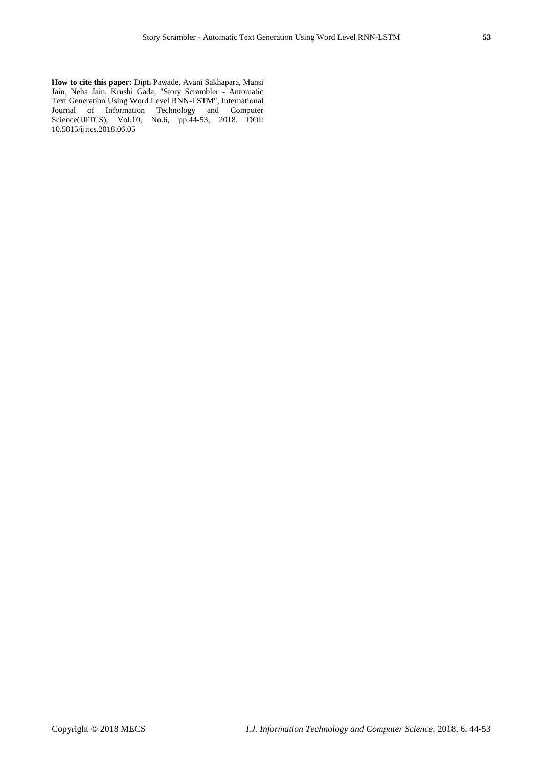**How to cite this paper:** Dipti Pawade, Avani Sakhapara, Mansi Jain, Neha Jain, Krushi Gada, "Story Scrambler - Automatic Text Generation Using Word Level RNN-LSTM", International Journal of Information Technology and Computer Science(IJITCS), Vol.10, No.6, pp.44-53, 2018. DOI: 10.5815/ijitcs.2018.06.05